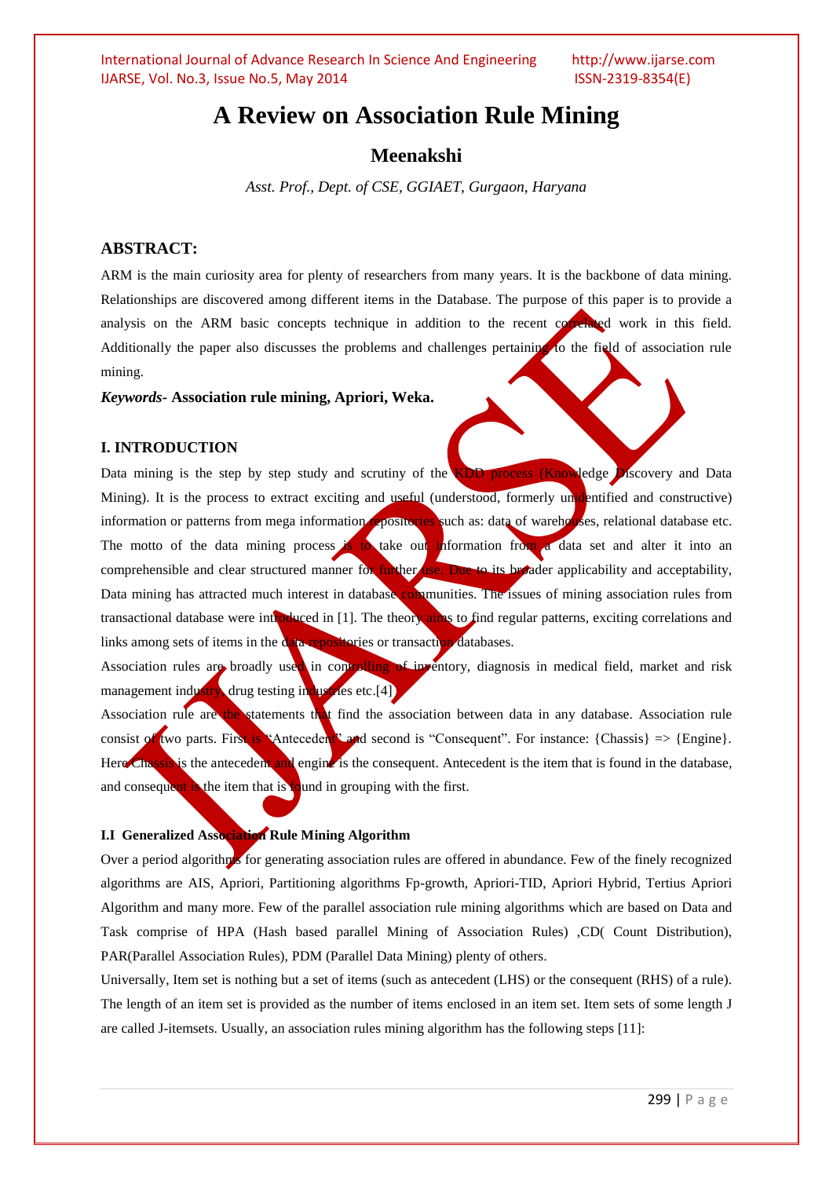# A Review on Association Rule Mining

## Meenakshi

*Asst. Prof., Dept. of CSE, GGIAET, Gurgaon, Haryana*

### ABSTRACT:

ARM is the main curiosity area for plenty of researchers from many years. It is the backbone of data mining. Relationships are discovered among different items in the Database. The purpose of this paper is to provide a analysis on the ARM basic concepts technique in addition to the recent correlated work in this field. Additionally the paper also discusses the problems and challenges pertaining to the field of association rule mining.

***Keywords-*** **Association rule mining, Apriori, Weka.**

### I. INTRODUCTION

Data mining is the step by step study and scrutiny of the KDD process (Knowledge Discovery and Data Mining). It is the process to extract exciting and useful (understood, formerly unidentified and constructive) information or patterns from mega information repositories such as: data of warehouses, relational database etc. The motto of the data mining process is to take out information from a data set and alter it into an comprehensible and clear structured manner for further use. Due to its broader applicability and acceptability, Data mining has attracted much interest in database communities. The issues of mining association rules from transactional database were introduced in [1]. The theory aims to find regular patterns, exciting correlations and links among sets of items in the data repositories or transaction databases.

Association rules are broadly used in controlling of inventory, diagnosis in medical field, market and risk management industry, drug testing industries etc.[4]

Association rule are the statements that find the association between data in any database. Association rule consist of two parts. First is "Antecedent" and second is "Consequent". For instance: {Chassis} => {Engine}. Here Chassis is the antecedent and engine is the consequent. Antecedent is the item that is found in the database, and consequent is the item that is found in grouping with the first.

#### I.I Generalized Association Rule Mining Algorithm

Over a period algorithms for generating association rules are offered in abundance. Few of the finely recognized algorithms are AIS, Apriori, Partitioning algorithms Fp-growth, Apriori-TID, Apriori Hybrid, Tertius Apriori Algorithm and many more. Few of the parallel association rule mining algorithms which are based on Data and Task comprise of HPA (Hash based parallel Mining of Association Rules) ,CD( Count Distribution), PAR(Parallel Association Rules), PDM (Parallel Data Mining) plenty of others.

Universally, Item set is nothing but a set of items (such as antecedent (LHS) or the consequent (RHS) of a rule). The length of an item set is provided as the number of items enclosed in an item set. Item sets of some length J are called J-itemsets. Usually, an association rules mining algorithm has the following steps [11]: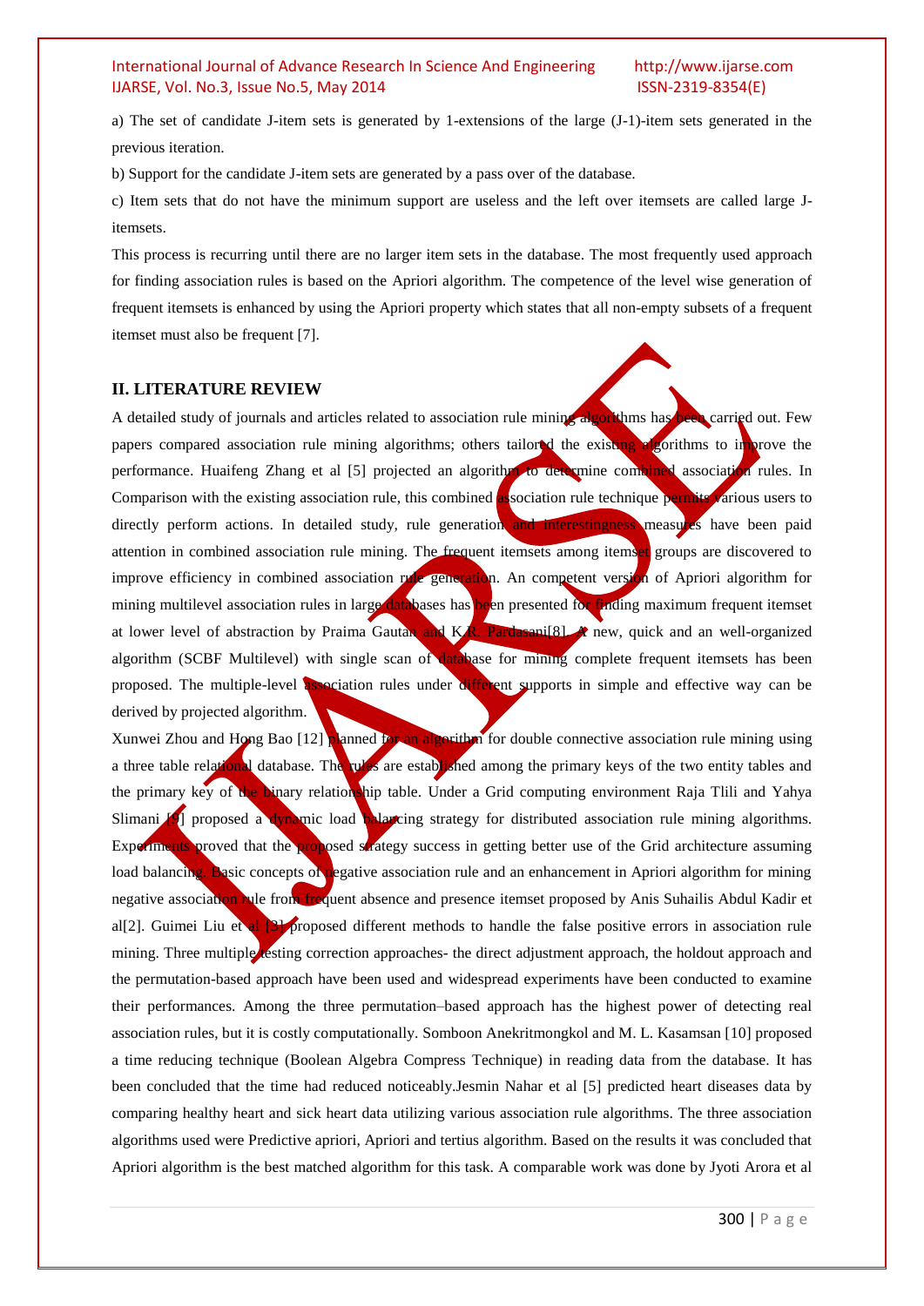a) The set of candidate J-item sets is generated by 1-extensions of the large (J-1)-item sets generated in the previous iteration.

b) Support for the candidate J-item sets are generated by a pass over of the database.

c) Item sets that do not have the minimum support are useless and the left over itemsets are called large J-itemsets.

This process is recurring until there are no larger item sets in the database. The most frequently used approach for finding association rules is based on the Apriori algorithm. The competence of the level wise generation of frequent itemsets is enhanced by using the Apriori property which states that all non-empty subsets of a frequent itemset must also be frequent [7].

## II. LITERATURE REVIEW

A detailed study of journals and articles related to association rule mining algorithms has been carried out. Few papers compared association rule mining algorithms; others tailored the existing algorithms to improve the performance. Huaifeng Zhang et al [5] projected an algorithm to determine combined association rules. In Comparison with the existing association rule, this combined association rule technique permits various users to directly perform actions. In detailed study, rule generation and interestingness measures have been paid attention in combined association rule mining. The frequent itemsets among itemset groups are discovered to improve efficiency in combined association rule generation. An competent version of Apriori algorithm for mining multilevel association rules in large databases has been presented for finding maximum frequent itemset at lower level of abstraction by Praima Gautam and K.R. Pardasani[8]. A new, quick and an well-organized algorithm (SCBF Multilevel) with single scan of database for mining complete frequent itemsets has been proposed. The multiple-level association rules under different supports in simple and effective way can be derived by projected algorithm.

Xunwei Zhou and Hong Bao [12] planned for an algorithm for double connective association rule mining using a three table relational database. The rules are established among the primary keys of the two entity tables and the primary key of the binary relationship table. Under a Grid computing environment Raja Tlili and Yahya Slimani [9] proposed a dynamic load balancing strategy for distributed association rule mining algorithms. Experiments proved that the proposed strategy success in getting better use of the Grid architecture assuming load balancing. Basic concepts of negative association rule and an enhancement in Apriori algorithm for mining negative association rule from frequent absence and presence itemset proposed by Anis Suhailis Abdul Kadir et al[2]. Guimei Liu et al [3] proposed different methods to handle the false positive errors in association rule mining. Three multiple testing correction approaches- the direct adjustment approach, the holdout approach and the permutation-based approach have been used and widespread experiments have been conducted to examine their performances. Among the three permutation–based approach has the highest power of detecting real association rules, but it is costly computationally. Somboon Anekritmongkol and M. L. Kasamsan [10] proposed a time reducing technique (Boolean Algebra Compress Technique) in reading data from the database. It has been concluded that the time had reduced noticeably.Jesmin Nahar et al [5] predicted heart diseases data by comparing healthy heart and sick heart data utilizing various association rule algorithms. The three association algorithms used were Predictive apriori, Apriori and tertius algorithm. Based on the results it was concluded that Apriori algorithm is the best matched algorithm for this task. A comparable work was done by Jyoti Arora et al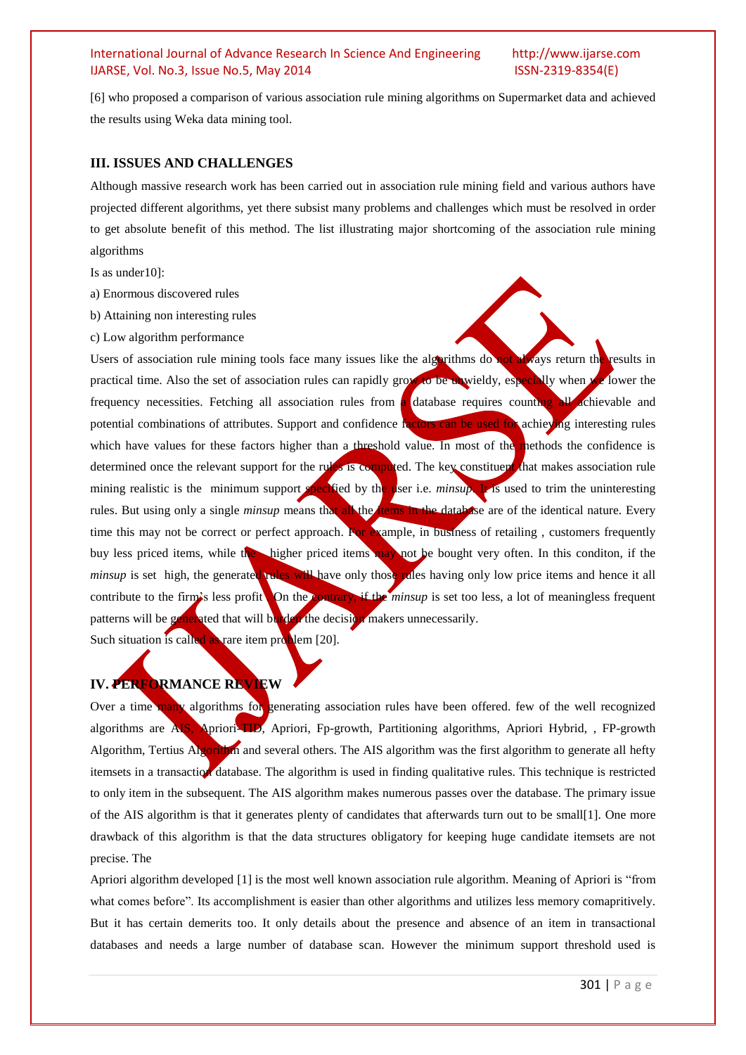[6] who proposed a comparison of various association rule mining algorithms on Supermarket data and achieved the results using Weka data mining tool.

## III. ISSUES AND CHALLENGES

Although massive research work has been carried out in association rule mining field and various authors have projected different algorithms, yet there subsist many problems and challenges which must be resolved in order to get absolute benefit of this method. The list illustrating major shortcoming of the association rule mining algorithms

Is as under10]:

a) Enormous discovered rules

b) Attaining non interesting rules

c) Low algorithm performance

Users of association rule mining tools face many issues like the algorithms do not always return the results in practical time. Also the set of association rules can rapidly grow to be unwieldy, especially when we lower the frequency necessities. Fetching all association rules from a database requires counting all achievable and potential combinations of attributes. Support and confidence factors can be used for achieving interesting rules which have values for these factors higher than a threshold value. In most of the methods the confidence is determined once the relevant support for the rules is computed. The key constituent that makes association rule mining realistic is the minimum support specified by the user i.e. *minsup*. It is used to trim the uninteresting rules. But using only a single *minsup* means that all the items in the database are of the identical nature. Every time this may not be correct or perfect approach. For example, in business of retailing , customers frequently buy less priced items, while the higher priced items may not be bought very often. In this conditon, if the *minsup* is set high, the generated rules will have only those rules having only low price items and hence it all contribute to the firm's less profit . On the contrary, if the *minsup* is set too less, a lot of meaningless frequent patterns will be generated that will burden the decision makers unnecessarily.

Such situation is called as rare item problem [20].

## IV. PERFORMANCE REVIEW

Over a time many algorithms for generating association rules have been offered. few of the well recognized algorithms are AIS, Apriori-TID, Apriori, Fp-growth, Partitioning algorithms, Apriori Hybrid, , FP-growth Algorithm, Tertius Algorithm and several others. The AIS algorithm was the first algorithm to generate all hefty itemsets in a transaction database. The algorithm is used in finding qualitative rules. This technique is restricted to only item in the subsequent. The AIS algorithm makes numerous passes over the database. The primary issue of the AIS algorithm is that it generates plenty of candidates that afterwards turn out to be small[1]. One more drawback of this algorithm is that the data structures obligatory for keeping huge candidate itemsets are not precise. The

Apriori algorithm developed [1] is the most well known association rule algorithm. Meaning of Apriori is "from what comes before". Its accomplishment is easier than other algorithms and utilizes less memory comapritively. But it has certain demerits too. It only details about the presence and absence of an item in transactional databases and needs a large number of database scan. However the minimum support threshold used is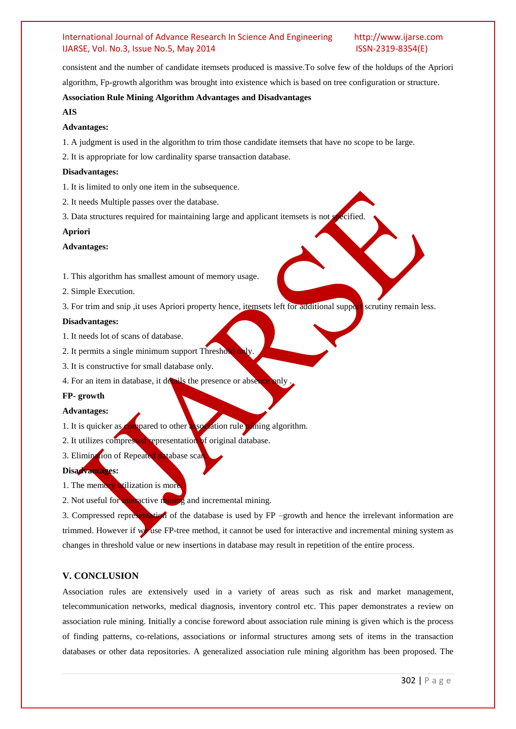consistent and the number of candidate itemsets produced is massive.To solve few of the holdups of the Apriori algorithm, Fp-growth algorithm was brought into existence which is based on tree configuration or structure.

**Association Rule Mining Algorithm Advantages and Disadvantages**

**AIS**

**Advantages:**

1. A judgment is used in the algorithm to trim those candidate itemsets that have no scope to be large.
2. It is appropriate for low cardinality sparse transaction database.

**Disadvantages:**

1. It is limited to only one item in the subsequence.
2. It needs Multiple passes over the database.
3. Data structures required for maintaining large and applicant itemsets is not specified.

**Apriori**

**Advantages:**

1. This algorithm has smallest amount of memory usage.
2. Simple Execution.
3. For trim and snip ,it uses Apriori property hence, itemsets left for additional support scrutiny remain less.

**Disadvantages:**

1. It needs lot of scans of database.
2. It permits a single minimum support Threshold only.
3. It is constructive for small database only.
4. For an item in database, it details the presence or absence only .

**FP- growth**

**Advantages:**

1. It is quicker as compared to other association rule mining algorithm.
2. It utilizes compressed representation of original database.
3. Elimination of Repeated database scan.

**Disadvantages:**

1. The memory utilization is more.
2. Not useful for interactive mining and incremental mining.
3. Compressed representation of the database is used by FP –growth and hence the irrelevant information are trimmed. However if we use FP-tree method, it cannot be used for interactive and incremental mining system as changes in threshold value or new insertions in database may result in repetition of the entire process.

## V. CONCLUSION

Association rules are extensively used in a variety of areas such as risk and market management, telecommunication networks, medical diagnosis, inventory control etc. This paper demonstrates a review on association rule mining. Initially a concise foreword about association rule mining is given which is the process of finding patterns, co-relations, associations or informal structures among sets of items in the transaction databases or other data repositories. A generalized association rule mining algorithm has been proposed. The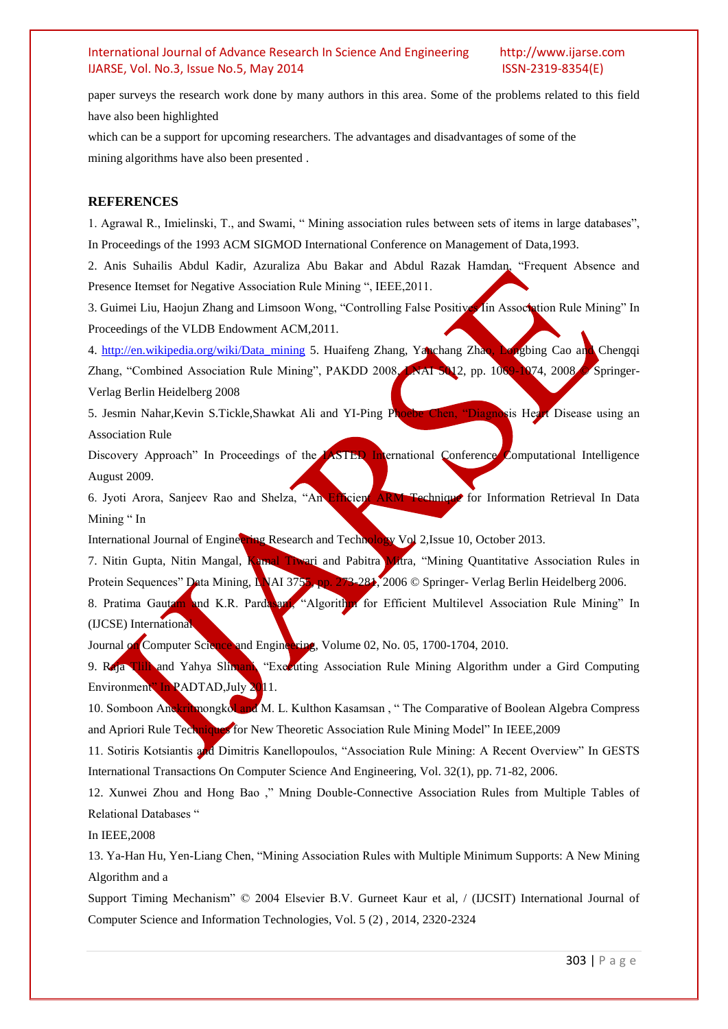paper surveys the research work done by many authors in this area. Some of the problems related to this field have also been highlighted

which can be a support for upcoming researchers. The advantages and disadvantages of some of the mining algorithms have also been presented .

## REFERENCES

1. Agrawal R., Imielinski, T., and Swami, " Mining association rules between sets of items in large databases", In Proceedings of the 1993 ACM SIGMOD International Conference on Management of Data,1993.

2. Anis Suhailis Abdul Kadir, Azuraliza Abu Bakar and Abdul Razak Hamdan, "Frequent Absence and Presence Itemset for Negative Association Rule Mining ", IEEE,2011.

3. Guimei Liu, Haojun Zhang and Limsoon Wong, "Controlling False Positives Iin Association Rule Mining" In Proceedings of the VLDB Endowment ACM,2011.

4. http://en.wikipedia.org/wiki/Data_mining 5. Huaifeng Zhang, Yanchang Zhao, Longbing Cao and Chengqi Zhang, "Combined Association Rule Mining", PAKDD 2008, LNAI 5012, pp. 1069-1074, 2008 © Springer-Verlag Berlin Heidelberg 2008

5. Jesmin Nahar,Kevin S.Tickle,Shawkat Ali and YI-Ping Phoebe Chen, "Diagnosis Heart Disease using an Association Rule

Discovery Approach" In Proceedings of the IASTED International Conference Computational Intelligence August 2009.

6. Jyoti Arora, Sanjeev Rao and Shelza, "An Efficient ARM Technique for Information Retrieval In Data Mining " In

International Journal of Engineering Research and Technology Vol 2,Issue 10, October 2013.

7. Nitin Gupta, Nitin Mangal, Kamal Tiwari and Pabitra Mitra, "Mining Quantitative Association Rules in Protein Sequences" Data Mining, LNAI 3755, pp. 273-281, 2006 © Springer- Verlag Berlin Heidelberg 2006.

8. Pratima Gautam and K.R. Pardasani, "Algorithm for Efficient Multilevel Association Rule Mining" In (IJCSE) International

Journal on Computer Science and Engineering, Volume 02, No. 05, 1700-1704, 2010.

9. Raja Tlili and Yahya Slimani, "Executing Association Rule Mining Algorithm under a Gird Computing Environment" In PADTAD,July 2011.

10. Somboon Anekritmongkol and M. L. Kulthon Kasamsan , " The Comparative of Boolean Algebra Compress and Apriori Rule Techniques for New Theoretic Association Rule Mining Model" In IEEE,2009

11. Sotiris Kotsiantis and Dimitris Kanellopoulos, "Association Rule Mining: A Recent Overview" In GESTS International Transactions On Computer Science And Engineering, Vol. 32(1), pp. 71-82, 2006.

12. Xunwei Zhou and Hong Bao ," Mning Double-Connective Association Rules from Multiple Tables of Relational Databases "

In IEEE,2008

13. Ya-Han Hu, Yen-Liang Chen, "Mining Association Rules with Multiple Minimum Supports: A New Mining Algorithm and a

Support Timing Mechanism" © 2004 Elsevier B.V. Gurneet Kaur et al, / (IJCSIT) International Journal of Computer Science and Information Technologies, Vol. 5 (2) , 2014, 2320-2324